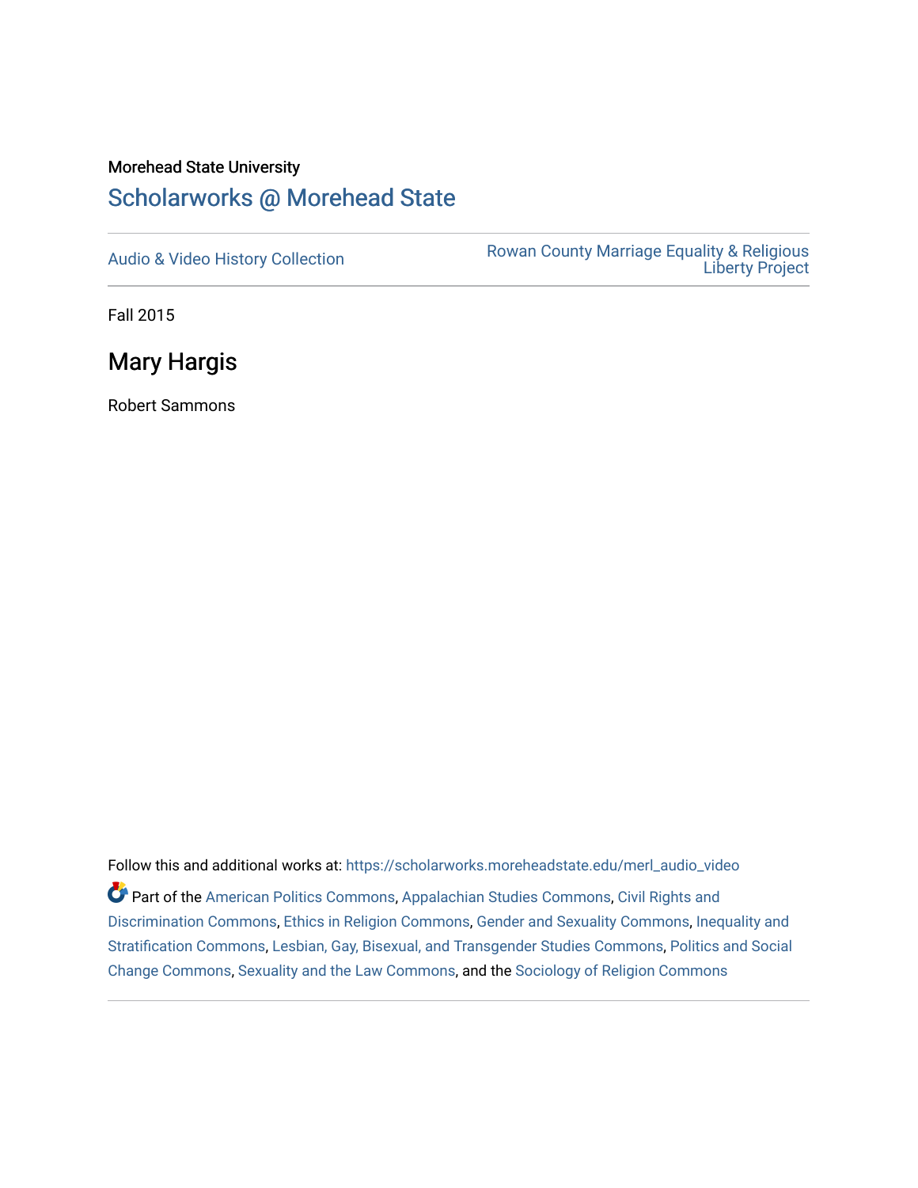Morehead State University

# Scholarworks @ Morehead State

Audio & Video History Collection

Rowan County Marriage Equality & Religious Liberty Project

Fall 2015

## Mary Hargis

Robert Sammons

Follow this and additional works at: https://scholarworks.moreheadstate.edu/merl_audio_video

Part of the American Politics Commons, Appalachian Studies Commons, Civil Rights and Discrimination Commons, Ethics in Religion Commons, Gender and Sexuality Commons, Inequality and Stratification Commons, Lesbian, Gay, Bisexual, and Transgender Studies Commons, Politics and Social Change Commons, Sexuality and the Law Commons, and the Sociology of Religion Commons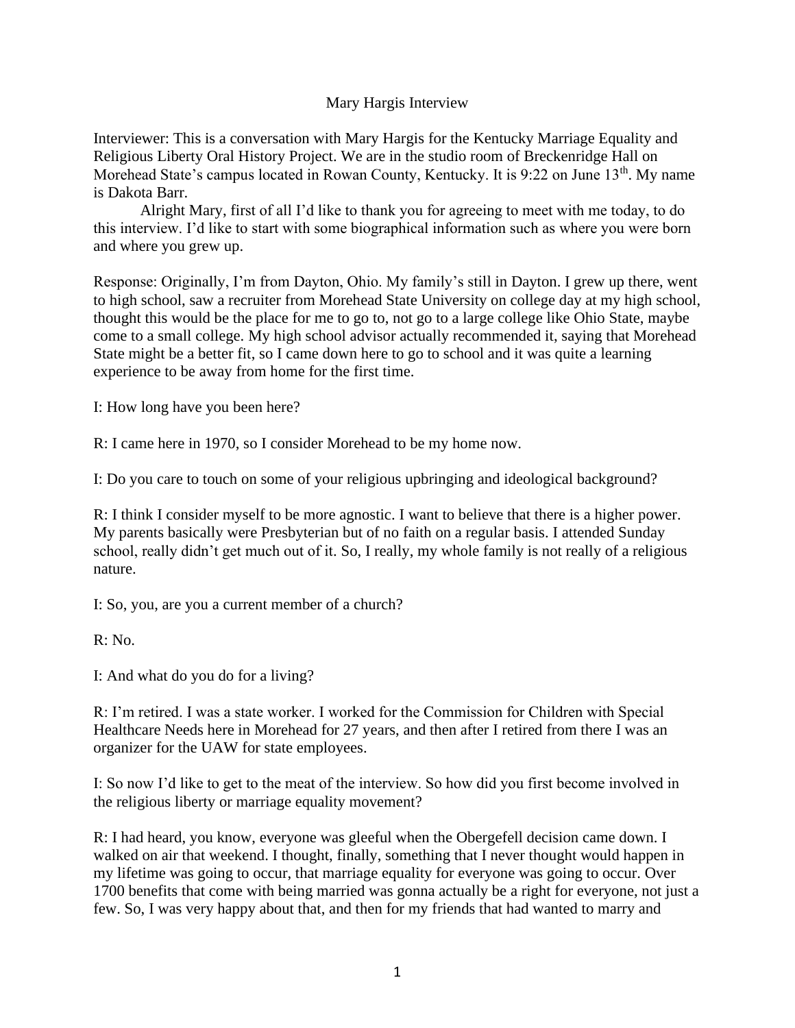Mary Hargis Interview

Interviewer: This is a conversation with Mary Hargis for the Kentucky Marriage Equality and Religious Liberty Oral History Project. We are in the studio room of Breckenridge Hall on Morehead State's campus located in Rowan County, Kentucky. It is 9:22 on June 13th. My name is Dakota Barr.

Alright Mary, first of all I'd like to thank you for agreeing to meet with me today, to do this interview. I'd like to start with some biographical information such as where you were born and where you grew up.

Response: Originally, I'm from Dayton, Ohio. My family's still in Dayton. I grew up there, went to high school, saw a recruiter from Morehead State University on college day at my high school, thought this would be the place for me to go to, not go to a large college like Ohio State, maybe come to a small college. My high school advisor actually recommended it, saying that Morehead State might be a better fit, so I came down here to go to school and it was quite a learning experience to be away from home for the first time.

I: How long have you been here?

R: I came here in 1970, so I consider Morehead to be my home now.

I: Do you care to touch on some of your religious upbringing and ideological background?

R: I think I consider myself to be more agnostic. I want to believe that there is a higher power. My parents basically were Presbyterian but of no faith on a regular basis. I attended Sunday school, really didn't get much out of it. So, I really, my whole family is not really of a religious nature.

I: So, you, are you a current member of a church?

R: No.

I: And what do you do for a living?

R: I'm retired. I was a state worker. I worked for the Commission for Children with Special Healthcare Needs here in Morehead for 27 years, and then after I retired from there I was an organizer for the UAW for state employees.

I: So now I'd like to get to the meat of the interview. So how did you first become involved in the religious liberty or marriage equality movement?

R: I had heard, you know, everyone was gleeful when the Obergefell decision came down. I walked on air that weekend. I thought, finally, something that I never thought would happen in my lifetime was going to occur, that marriage equality for everyone was going to occur. Over 1700 benefits that come with being married was gonna actually be a right for everyone, not just a few. So, I was very happy about that, and then for my friends that had wanted to marry and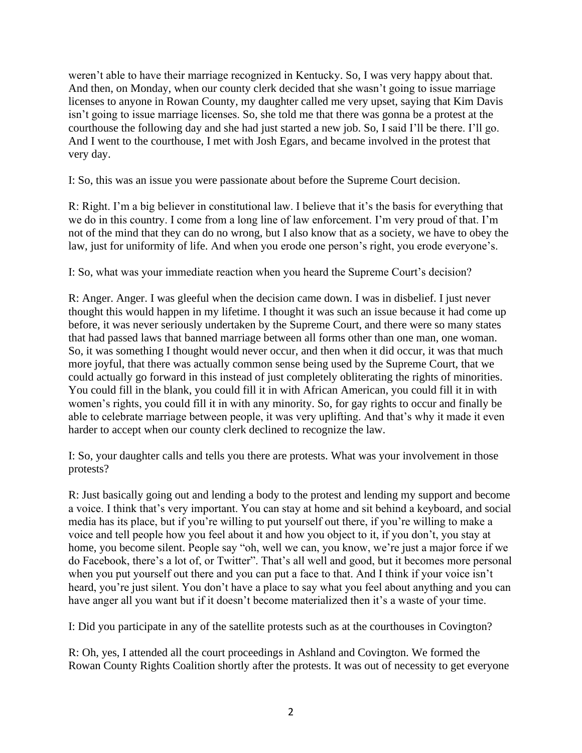weren't able to have their marriage recognized in Kentucky. So, I was very happy about that. And then, on Monday, when our county clerk decided that she wasn't going to issue marriage licenses to anyone in Rowan County, my daughter called me very upset, saying that Kim Davis isn't going to issue marriage licenses. So, she told me that there was gonna be a protest at the courthouse the following day and she had just started a new job. So, I said I'll be there. I'll go. And I went to the courthouse, I met with Josh Egars, and became involved in the protest that very day.

I: So, this was an issue you were passionate about before the Supreme Court decision.

R: Right. I'm a big believer in constitutional law. I believe that it's the basis for everything that we do in this country. I come from a long line of law enforcement. I'm very proud of that. I'm not of the mind that they can do no wrong, but I also know that as a society, we have to obey the law, just for uniformity of life. And when you erode one person's right, you erode everyone's.

I: So, what was your immediate reaction when you heard the Supreme Court's decision?

R: Anger. Anger. I was gleeful when the decision came down. I was in disbelief. I just never thought this would happen in my lifetime. I thought it was such an issue because it had come up before, it was never seriously undertaken by the Supreme Court, and there were so many states that had passed laws that banned marriage between all forms other than one man, one woman. So, it was something I thought would never occur, and then when it did occur, it was that much more joyful, that there was actually common sense being used by the Supreme Court, that we could actually go forward in this instead of just completely obliterating the rights of minorities. You could fill in the blank, you could fill it in with African American, you could fill it in with women's rights, you could fill it in with any minority. So, for gay rights to occur and finally be able to celebrate marriage between people, it was very uplifting. And that's why it made it even harder to accept when our county clerk declined to recognize the law.

I: So, your daughter calls and tells you there are protests. What was your involvement in those protests?

R: Just basically going out and lending a body to the protest and lending my support and become a voice. I think that's very important. You can stay at home and sit behind a keyboard, and social media has its place, but if you're willing to put yourself out there, if you're willing to make a voice and tell people how you feel about it and how you object to it, if you don't, you stay at home, you become silent. People say "oh, well we can, you know, we're just a major force if we do Facebook, there's a lot of, or Twitter". That's all well and good, but it becomes more personal when you put yourself out there and you can put a face to that. And I think if your voice isn't heard, you're just silent. You don't have a place to say what you feel about anything and you can have anger all you want but if it doesn't become materialized then it's a waste of your time.

I: Did you participate in any of the satellite protests such as at the courthouses in Covington?

R: Oh, yes, I attended all the court proceedings in Ashland and Covington. We formed the Rowan County Rights Coalition shortly after the protests. It was out of necessity to get everyone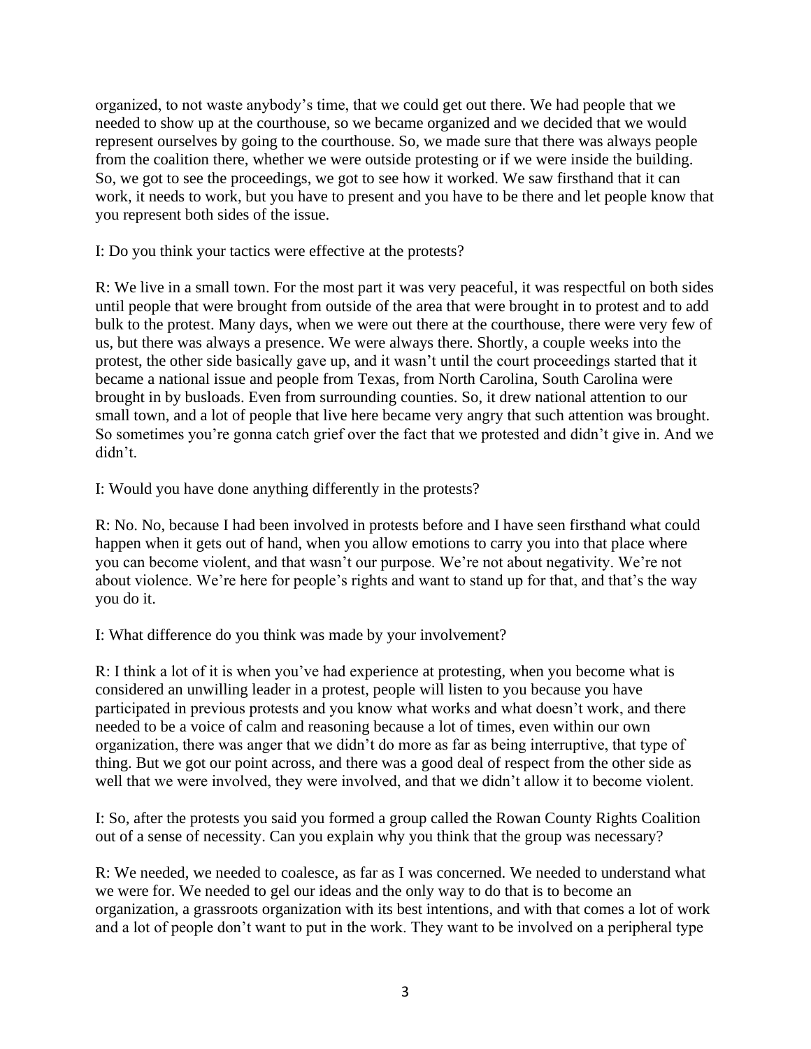organized, to not waste anybody's time, that we could get out there. We had people that we needed to show up at the courthouse, so we became organized and we decided that we would represent ourselves by going to the courthouse. So, we made sure that there was always people from the coalition there, whether we were outside protesting or if we were inside the building. So, we got to see the proceedings, we got to see how it worked. We saw firsthand that it can work, it needs to work, but you have to present and you have to be there and let people know that you represent both sides of the issue.

I: Do you think your tactics were effective at the protests?

R: We live in a small town. For the most part it was very peaceful, it was respectful on both sides until people that were brought from outside of the area that were brought in to protest and to add bulk to the protest. Many days, when we were out there at the courthouse, there were very few of us, but there was always a presence. We were always there. Shortly, a couple weeks into the protest, the other side basically gave up, and it wasn't until the court proceedings started that it became a national issue and people from Texas, from North Carolina, South Carolina were brought in by busloads. Even from surrounding counties. So, it drew national attention to our small town, and a lot of people that live here became very angry that such attention was brought. So sometimes you're gonna catch grief over the fact that we protested and didn't give in. And we didn't.

I: Would you have done anything differently in the protests?

R: No. No, because I had been involved in protests before and I have seen firsthand what could happen when it gets out of hand, when you allow emotions to carry you into that place where you can become violent, and that wasn't our purpose. We're not about negativity. We're not about violence. We're here for people's rights and want to stand up for that, and that's the way you do it.

I: What difference do you think was made by your involvement?

R: I think a lot of it is when you've had experience at protesting, when you become what is considered an unwilling leader in a protest, people will listen to you because you have participated in previous protests and you know what works and what doesn't work, and there needed to be a voice of calm and reasoning because a lot of times, even within our own organization, there was anger that we didn't do more as far as being interruptive, that type of thing. But we got our point across, and there was a good deal of respect from the other side as well that we were involved, they were involved, and that we didn't allow it to become violent.

I: So, after the protests you said you formed a group called the Rowan County Rights Coalition out of a sense of necessity. Can you explain why you think that the group was necessary?

R: We needed, we needed to coalesce, as far as I was concerned. We needed to understand what we were for. We needed to gel our ideas and the only way to do that is to become an organization, a grassroots organization with its best intentions, and with that comes a lot of work and a lot of people don't want to put in the work. They want to be involved on a peripheral type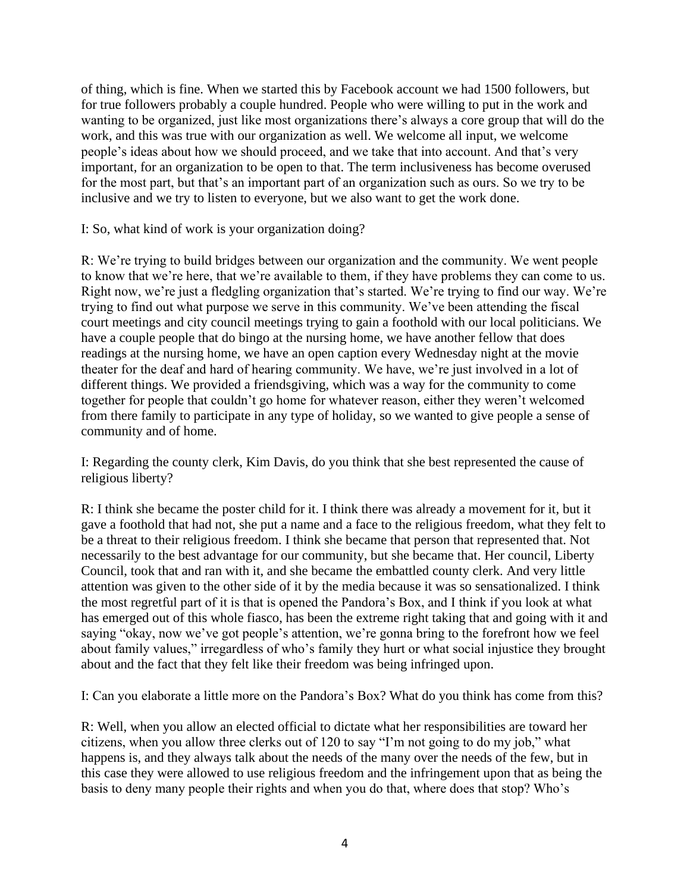of thing, which is fine. When we started this by Facebook account we had 1500 followers, but for true followers probably a couple hundred. People who were willing to put in the work and wanting to be organized, just like most organizations there's always a core group that will do the work, and this was true with our organization as well. We welcome all input, we welcome people's ideas about how we should proceed, and we take that into account. And that's very important, for an organization to be open to that. The term inclusiveness has become overused for the most part, but that's an important part of an organization such as ours. So we try to be inclusive and we try to listen to everyone, but we also want to get the work done.

I: So, what kind of work is your organization doing?

R: We're trying to build bridges between our organization and the community. We went people to know that we're here, that we're available to them, if they have problems they can come to us. Right now, we're just a fledgling organization that's started. We're trying to find our way. We're trying to find out what purpose we serve in this community. We've been attending the fiscal court meetings and city council meetings trying to gain a foothold with our local politicians. We have a couple people that do bingo at the nursing home, we have another fellow that does readings at the nursing home, we have an open caption every Wednesday night at the movie theater for the deaf and hard of hearing community. We have, we're just involved in a lot of different things. We provided a friendsgiving, which was a way for the community to come together for people that couldn't go home for whatever reason, either they weren't welcomed from there family to participate in any type of holiday, so we wanted to give people a sense of community and of home.

I: Regarding the county clerk, Kim Davis, do you think that she best represented the cause of religious liberty?

R: I think she became the poster child for it. I think there was already a movement for it, but it gave a foothold that had not, she put a name and a face to the religious freedom, what they felt to be a threat to their religious freedom. I think she became that person that represented that. Not necessarily to the best advantage for our community, but she became that. Her council, Liberty Council, took that and ran with it, and she became the embattled county clerk. And very little attention was given to the other side of it by the media because it was so sensationalized. I think the most regretful part of it is that is opened the Pandora's Box, and I think if you look at what has emerged out of this whole fiasco, has been the extreme right taking that and going with it and saying "okay, now we've got people's attention, we're gonna bring to the forefront how we feel about family values," irregardless of who's family they hurt or what social injustice they brought about and the fact that they felt like their freedom was being infringed upon.

I: Can you elaborate a little more on the Pandora's Box? What do you think has come from this?

R: Well, when you allow an elected official to dictate what her responsibilities are toward her citizens, when you allow three clerks out of 120 to say "I'm not going to do my job," what happens is, and they always talk about the needs of the many over the needs of the few, but in this case they were allowed to use religious freedom and the infringement upon that as being the basis to deny many people their rights and when you do that, where does that stop? Who's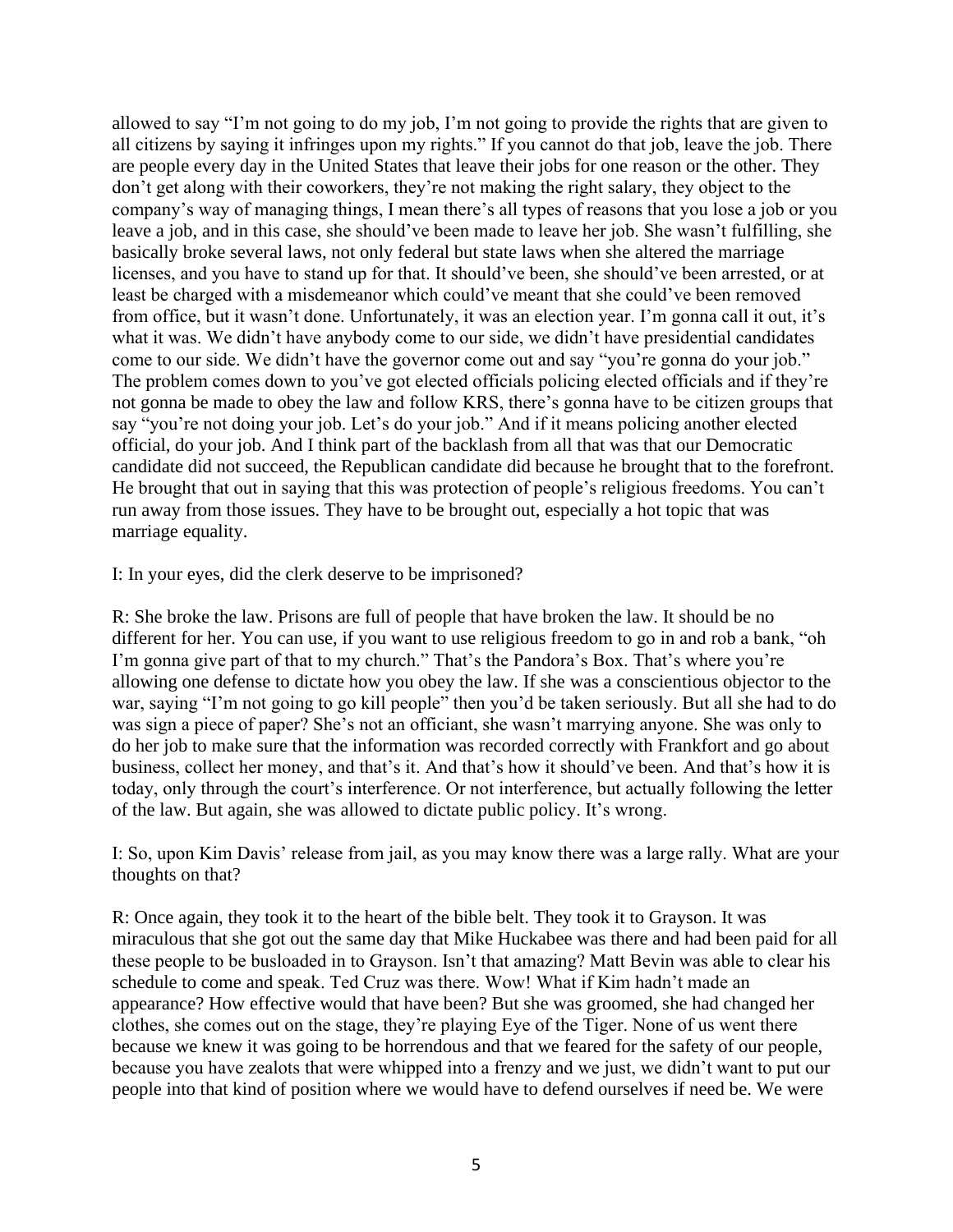allowed to say "I'm not going to do my job, I'm not going to provide the rights that are given to all citizens by saying it infringes upon my rights." If you cannot do that job, leave the job. There are people every day in the United States that leave their jobs for one reason or the other. They don't get along with their coworkers, they're not making the right salary, they object to the company's way of managing things, I mean there's all types of reasons that you lose a job or you leave a job, and in this case, she should've been made to leave her job. She wasn't fulfilling, she basically broke several laws, not only federal but state laws when she altered the marriage licenses, and you have to stand up for that. It should've been, she should've been arrested, or at least be charged with a misdemeanor which could've meant that she could've been removed from office, but it wasn't done. Unfortunately, it was an election year. I'm gonna call it out, it's what it was. We didn't have anybody come to our side, we didn't have presidential candidates come to our side. We didn't have the governor come out and say "you're gonna do your job." The problem comes down to you've got elected officials policing elected officials and if they're not gonna be made to obey the law and follow KRS, there's gonna have to be citizen groups that say "you're not doing your job. Let's do your job." And if it means policing another elected official, do your job. And I think part of the backlash from all that was that our Democratic candidate did not succeed, the Republican candidate did because he brought that to the forefront. He brought that out in saying that this was protection of people's religious freedoms. You can't run away from those issues. They have to be brought out, especially a hot topic that was marriage equality.

I: In your eyes, did the clerk deserve to be imprisoned?

R: She broke the law. Prisons are full of people that have broken the law. It should be no different for her. You can use, if you want to use religious freedom to go in and rob a bank, "oh I'm gonna give part of that to my church." That's the Pandora's Box. That's where you're allowing one defense to dictate how you obey the law. If she was a conscientious objector to the war, saying "I'm not going to go kill people" then you'd be taken seriously. But all she had to do was sign a piece of paper? She's not an officiant, she wasn't marrying anyone. She was only to do her job to make sure that the information was recorded correctly with Frankfort and go about business, collect her money, and that's it. And that's how it should've been. And that's how it is today, only through the court's interference. Or not interference, but actually following the letter of the law. But again, she was allowed to dictate public policy. It's wrong.

I: So, upon Kim Davis' release from jail, as you may know there was a large rally. What are your thoughts on that?

R: Once again, they took it to the heart of the bible belt. They took it to Grayson. It was miraculous that she got out the same day that Mike Huckabee was there and had been paid for all these people to be busloaded in to Grayson. Isn't that amazing? Matt Bevin was able to clear his schedule to come and speak. Ted Cruz was there. Wow! What if Kim hadn't made an appearance? How effective would that have been? But she was groomed, she had changed her clothes, she comes out on the stage, they're playing Eye of the Tiger. None of us went there because we knew it was going to be horrendous and that we feared for the safety of our people, because you have zealots that were whipped into a frenzy and we just, we didn't want to put our people into that kind of position where we would have to defend ourselves if need be. We were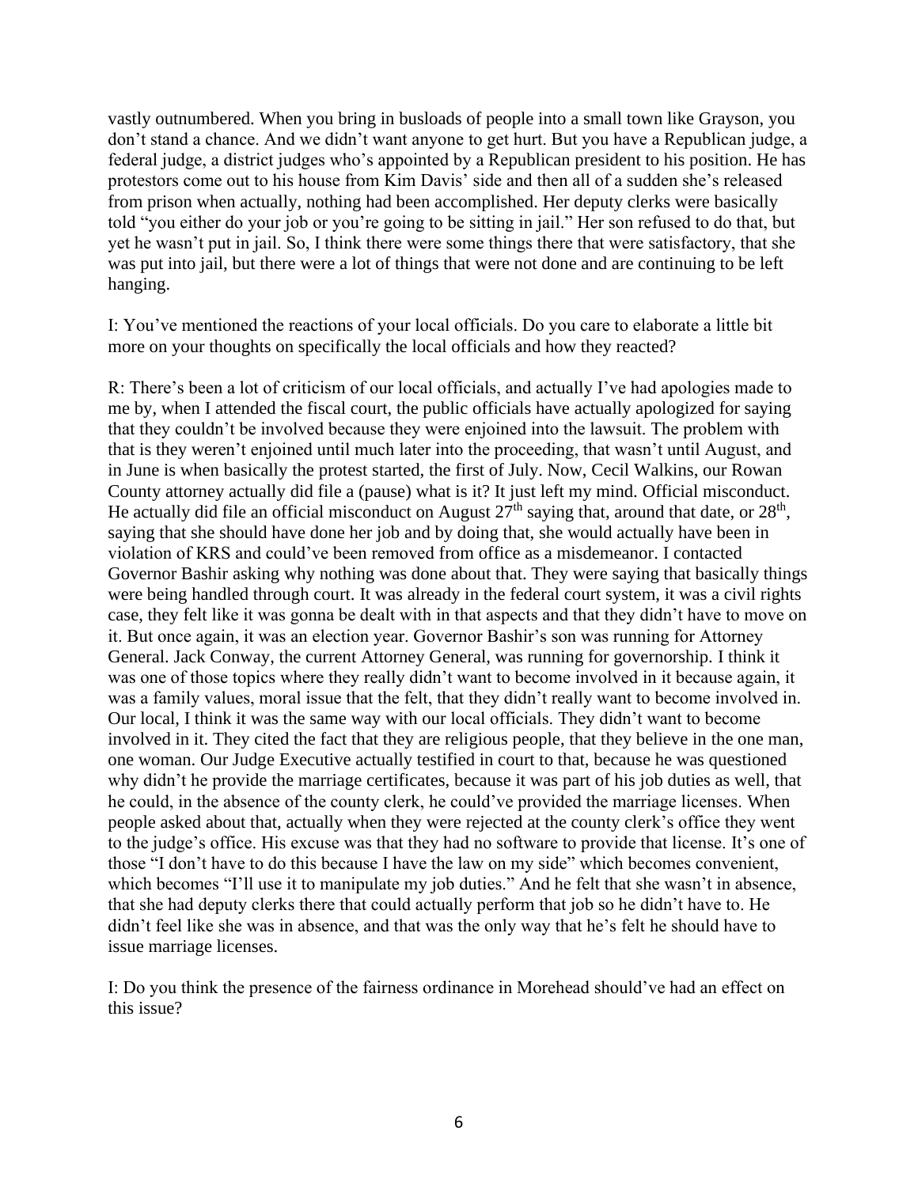vastly outnumbered. When you bring in busloads of people into a small town like Grayson, you don't stand a chance. And we didn't want anyone to get hurt. But you have a Republican judge, a federal judge, a district judges who's appointed by a Republican president to his position. He has protestors come out to his house from Kim Davis' side and then all of a sudden she's released from prison when actually, nothing had been accomplished. Her deputy clerks were basically told "you either do your job or you're going to be sitting in jail." Her son refused to do that, but yet he wasn't put in jail. So, I think there were some things there that were satisfactory, that she was put into jail, but there were a lot of things that were not done and are continuing to be left hanging.

I: You've mentioned the reactions of your local officials. Do you care to elaborate a little bit more on your thoughts on specifically the local officials and how they reacted?

R: There's been a lot of criticism of our local officials, and actually I've had apologies made to me by, when I attended the fiscal court, the public officials have actually apologized for saying that they couldn't be involved because they were enjoined into the lawsuit. The problem with that is they weren't enjoined until much later into the proceeding, that wasn't until August, and in June is when basically the protest started, the first of July. Now, Cecil Walkins, our Rowan County attorney actually did file a (pause) what is it? It just left my mind. Official misconduct. He actually did file an official misconduct on August 27th saying that, around that date, or 28th, saying that she should have done her job and by doing that, she would actually have been in violation of KRS and could've been removed from office as a misdemeanor. I contacted Governor Bashir asking why nothing was done about that. They were saying that basically things were being handled through court. It was already in the federal court system, it was a civil rights case, they felt like it was gonna be dealt with in that aspects and that they didn't have to move on it. But once again, it was an election year. Governor Bashir's son was running for Attorney General. Jack Conway, the current Attorney General, was running for governorship. I think it was one of those topics where they really didn't want to become involved in it because again, it was a family values, moral issue that the felt, that they didn't really want to become involved in. Our local, I think it was the same way with our local officials. They didn't want to become involved in it. They cited the fact that they are religious people, that they believe in the one man, one woman. Our Judge Executive actually testified in court to that, because he was questioned why didn't he provide the marriage certificates, because it was part of his job duties as well, that he could, in the absence of the county clerk, he could've provided the marriage licenses. When people asked about that, actually when they were rejected at the county clerk's office they went to the judge's office. His excuse was that they had no software to provide that license. It's one of those "I don't have to do this because I have the law on my side" which becomes convenient, which becomes "I'll use it to manipulate my job duties." And he felt that she wasn't in absence, that she had deputy clerks there that could actually perform that job so he didn't have to. He didn't feel like she was in absence, and that was the only way that he's felt he should have to issue marriage licenses.

I: Do you think the presence of the fairness ordinance in Morehead should've had an effect on this issue?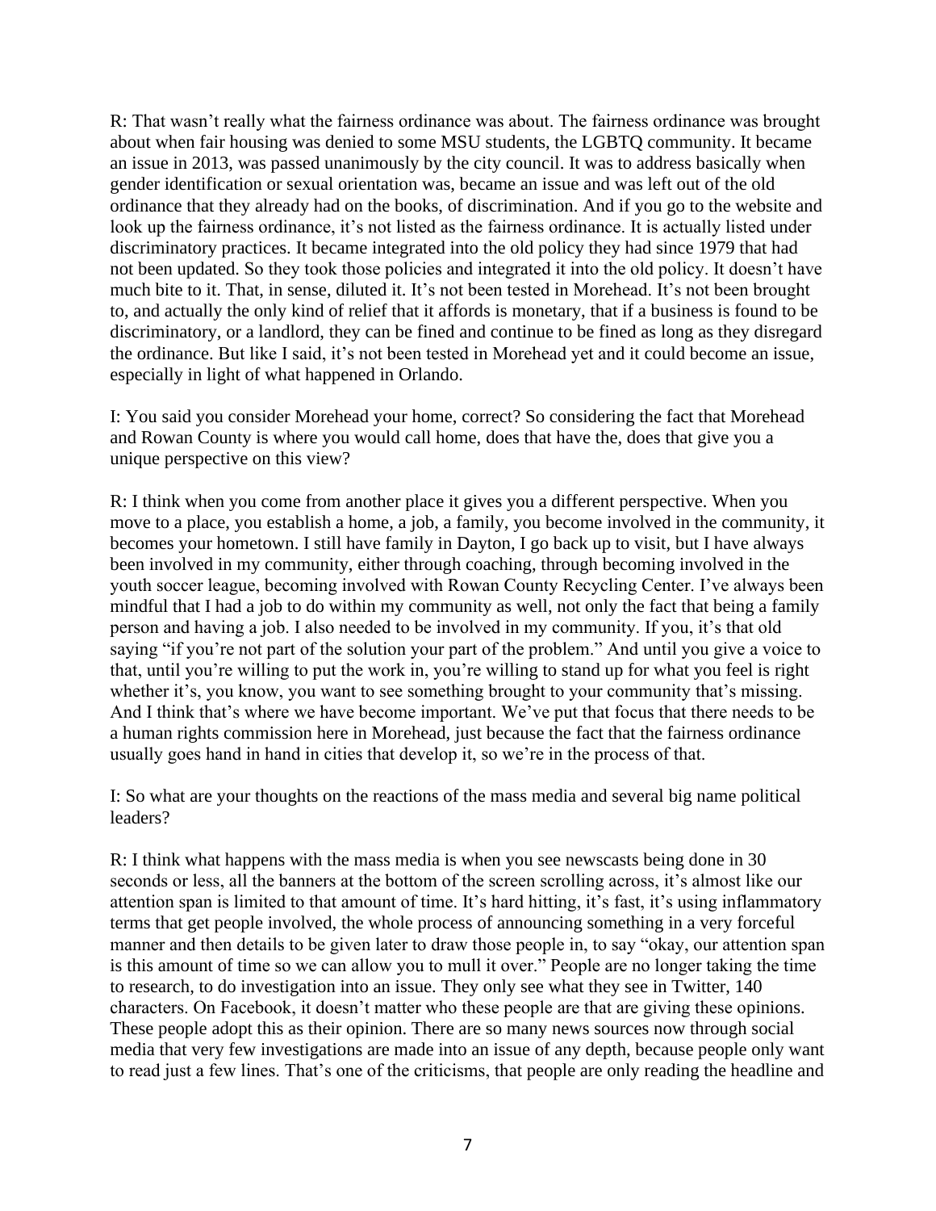R: That wasn't really what the fairness ordinance was about. The fairness ordinance was brought about when fair housing was denied to some MSU students, the LGBTQ community. It became an issue in 2013, was passed unanimously by the city council. It was to address basically when gender identification or sexual orientation was, became an issue and was left out of the old ordinance that they already had on the books, of discrimination. And if you go to the website and look up the fairness ordinance, it's not listed as the fairness ordinance. It is actually listed under discriminatory practices. It became integrated into the old policy they had since 1979 that had not been updated. So they took those policies and integrated it into the old policy. It doesn't have much bite to it. That, in sense, diluted it. It's not been tested in Morehead. It's not been brought to, and actually the only kind of relief that it affords is monetary, that if a business is found to be discriminatory, or a landlord, they can be fined and continue to be fined as long as they disregard the ordinance. But like I said, it's not been tested in Morehead yet and it could become an issue, especially in light of what happened in Orlando.

I: You said you consider Morehead your home, correct? So considering the fact that Morehead and Rowan County is where you would call home, does that have the, does that give you a unique perspective on this view?

R: I think when you come from another place it gives you a different perspective. When you move to a place, you establish a home, a job, a family, you become involved in the community, it becomes your hometown. I still have family in Dayton, I go back up to visit, but I have always been involved in my community, either through coaching, through becoming involved in the youth soccer league, becoming involved with Rowan County Recycling Center. I've always been mindful that I had a job to do within my community as well, not only the fact that being a family person and having a job. I also needed to be involved in my community. If you, it's that old saying "if you're not part of the solution your part of the problem." And until you give a voice to that, until you're willing to put the work in, you're willing to stand up for what you feel is right whether it's, you know, you want to see something brought to your community that's missing. And I think that's where we have become important. We've put that focus that there needs to be a human rights commission here in Morehead, just because the fact that the fairness ordinance usually goes hand in hand in cities that develop it, so we're in the process of that.

I: So what are your thoughts on the reactions of the mass media and several big name political leaders?

R: I think what happens with the mass media is when you see newscasts being done in 30 seconds or less, all the banners at the bottom of the screen scrolling across, it's almost like our attention span is limited to that amount of time. It's hard hitting, it's fast, it's using inflammatory terms that get people involved, the whole process of announcing something in a very forceful manner and then details to be given later to draw those people in, to say "okay, our attention span is this amount of time so we can allow you to mull it over." People are no longer taking the time to research, to do investigation into an issue. They only see what they see in Twitter, 140 characters. On Facebook, it doesn't matter who these people are that are giving these opinions. These people adopt this as their opinion. There are so many news sources now through social media that very few investigations are made into an issue of any depth, because people only want to read just a few lines. That's one of the criticisms, that people are only reading the headline and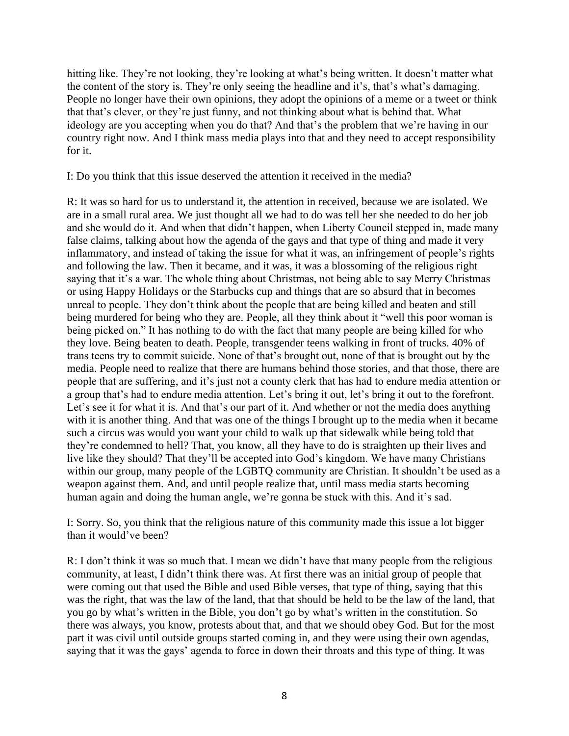hitting like. They're not looking, they're looking at what's being written. It doesn't matter what the content of the story is. They're only seeing the headline and it's, that's what's damaging. People no longer have their own opinions, they adopt the opinions of a meme or a tweet or think that that's clever, or they're just funny, and not thinking about what is behind that. What ideology are you accepting when you do that? And that's the problem that we're having in our country right now. And I think mass media plays into that and they need to accept responsibility for it.

I: Do you think that this issue deserved the attention it received in the media?

R: It was so hard for us to understand it, the attention in received, because we are isolated. We are in a small rural area. We just thought all we had to do was tell her she needed to do her job and she would do it. And when that didn't happen, when Liberty Council stepped in, made many false claims, talking about how the agenda of the gays and that type of thing and made it very inflammatory, and instead of taking the issue for what it was, an infringement of people's rights and following the law. Then it became, and it was, it was a blossoming of the religious right saying that it's a war. The whole thing about Christmas, not being able to say Merry Christmas or using Happy Holidays or the Starbucks cup and things that are so absurd that in becomes unreal to people. They don't think about the people that are being killed and beaten and still being murdered for being who they are. People, all they think about it "well this poor woman is being picked on." It has nothing to do with the fact that many people are being killed for who they love. Being beaten to death. People, transgender teens walking in front of trucks. 40% of trans teens try to commit suicide. None of that's brought out, none of that is brought out by the media. People need to realize that there are humans behind those stories, and that those, there are people that are suffering, and it's just not a county clerk that has had to endure media attention or a group that's had to endure media attention. Let's bring it out, let's bring it out to the forefront. Let's see it for what it is. And that's our part of it. And whether or not the media does anything with it is another thing. And that was one of the things I brought up to the media when it became such a circus was would you want your child to walk up that sidewalk while being told that they're condemned to hell? That, you know, all they have to do is straighten up their lives and live like they should? That they'll be accepted into God's kingdom. We have many Christians within our group, many people of the LGBTQ community are Christian. It shouldn't be used as a weapon against them. And, and until people realize that, until mass media starts becoming human again and doing the human angle, we're gonna be stuck with this. And it's sad.

I: Sorry. So, you think that the religious nature of this community made this issue a lot bigger than it would've been?

R: I don't think it was so much that. I mean we didn't have that many people from the religious community, at least, I didn't think there was. At first there was an initial group of people that were coming out that used the Bible and used Bible verses, that type of thing, saying that this was the right, that was the law of the land, that that should be held to be the law of the land, that you go by what's written in the Bible, you don't go by what's written in the constitution. So there was always, you know, protests about that, and that we should obey God. But for the most part it was civil until outside groups started coming in, and they were using their own agendas, saying that it was the gays' agenda to force in down their throats and this type of thing. It was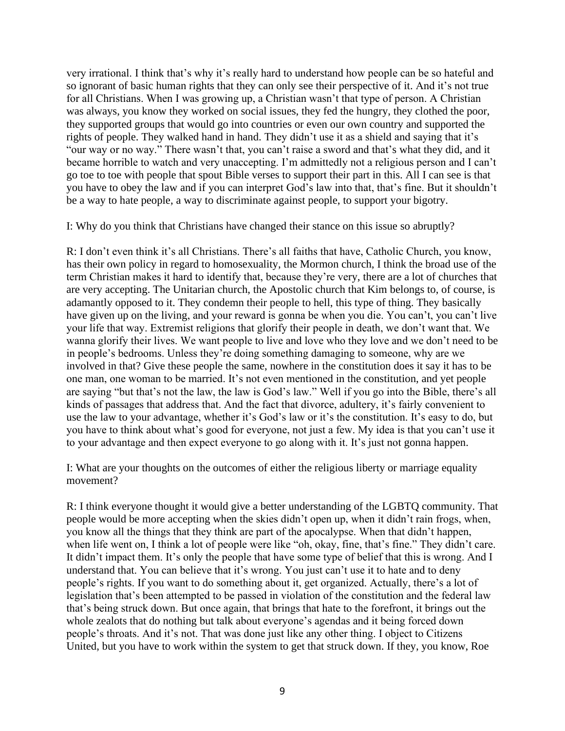very irrational. I think that's why it's really hard to understand how people can be so hateful and so ignorant of basic human rights that they can only see their perspective of it. And it's not true for all Christians. When I was growing up, a Christian wasn't that type of person. A Christian was always, you know they worked on social issues, they fed the hungry, they clothed the poor, they supported groups that would go into countries or even our own country and supported the rights of people. They walked hand in hand. They didn't use it as a shield and saying that it's "our way or no way." There wasn't that, you can't raise a sword and that's what they did, and it became horrible to watch and very unaccepting. I'm admittedly not a religious person and I can't go toe to toe with people that spout Bible verses to support their part in this. All I can see is that you have to obey the law and if you can interpret God's law into that, that's fine. But it shouldn't be a way to hate people, a way to discriminate against people, to support your bigotry.

I: Why do you think that Christians have changed their stance on this issue so abruptly?

R: I don't even think it's all Christians. There's all faiths that have, Catholic Church, you know, has their own policy in regard to homosexuality, the Mormon church, I think the broad use of the term Christian makes it hard to identify that, because they're very, there are a lot of churches that are very accepting. The Unitarian church, the Apostolic church that Kim belongs to, of course, is adamantly opposed to it. They condemn their people to hell, this type of thing. They basically have given up on the living, and your reward is gonna be when you die. You can't, you can't live your life that way. Extremist religions that glorify their people in death, we don't want that. We wanna glorify their lives. We want people to live and love who they love and we don't need to be in people's bedrooms. Unless they're doing something damaging to someone, why are we involved in that? Give these people the same, nowhere in the constitution does it say it has to be one man, one woman to be married. It's not even mentioned in the constitution, and yet people are saying "but that's not the law, the law is God's law." Well if you go into the Bible, there's all kinds of passages that address that. And the fact that divorce, adultery, it's fairly convenient to use the law to your advantage, whether it's God's law or it's the constitution. It's easy to do, but you have to think about what's good for everyone, not just a few. My idea is that you can't use it to your advantage and then expect everyone to go along with it. It's just not gonna happen.

I: What are your thoughts on the outcomes of either the religious liberty or marriage equality movement?

R: I think everyone thought it would give a better understanding of the LGBTQ community. That people would be more accepting when the skies didn't open up, when it didn't rain frogs, when, you know all the things that they think are part of the apocalypse. When that didn't happen, when life went on, I think a lot of people were like "oh, okay, fine, that's fine." They didn't care. It didn't impact them. It's only the people that have some type of belief that this is wrong. And I understand that. You can believe that it's wrong. You just can't use it to hate and to deny people's rights. If you want to do something about it, get organized. Actually, there's a lot of legislation that's been attempted to be passed in violation of the constitution and the federal law that's being struck down. But once again, that brings that hate to the forefront, it brings out the whole zealots that do nothing but talk about everyone's agendas and it being forced down people's throats. And it's not. That was done just like any other thing. I object to Citizens United, but you have to work within the system to get that struck down. If they, you know, Roe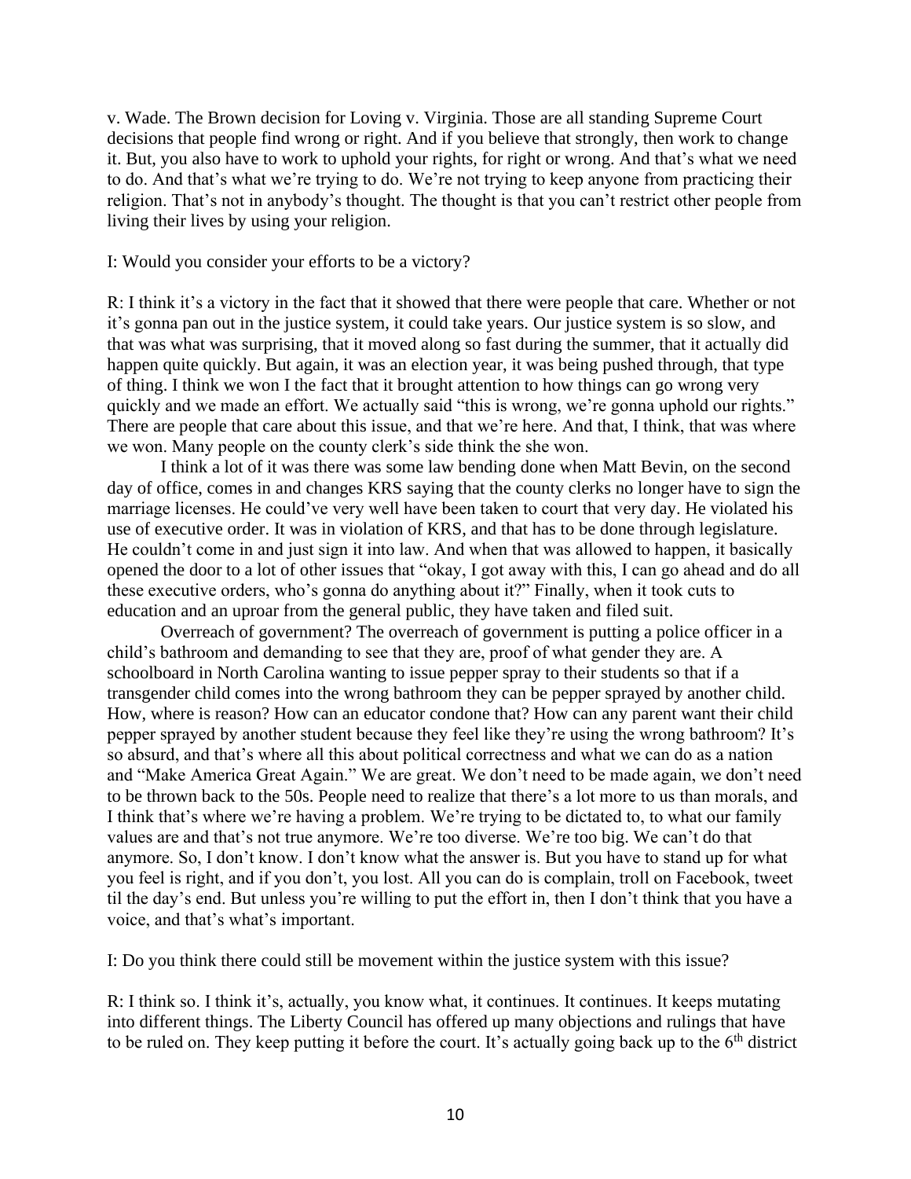v. Wade. The Brown decision for Loving v. Virginia. Those are all standing Supreme Court decisions that people find wrong or right. And if you believe that strongly, then work to change it. But, you also have to work to uphold your rights, for right or wrong. And that's what we need to do. And that's what we're trying to do. We're not trying to keep anyone from practicing their religion. That's not in anybody's thought. The thought is that you can't restrict other people from living their lives by using your religion.

I: Would you consider your efforts to be a victory?

R: I think it's a victory in the fact that it showed that there were people that care. Whether or not it's gonna pan out in the justice system, it could take years. Our justice system is so slow, and that was what was surprising, that it moved along so fast during the summer, that it actually did happen quite quickly. But again, it was an election year, it was being pushed through, that type of thing. I think we won I the fact that it brought attention to how things can go wrong very quickly and we made an effort. We actually said "this is wrong, we're gonna uphold our rights." There are people that care about this issue, and that we're here. And that, I think, that was where we won. Many people on the county clerk's side think the she won.

I think a lot of it was there was some law bending done when Matt Bevin, on the second day of office, comes in and changes KRS saying that the county clerks no longer have to sign the marriage licenses. He could've very well have been taken to court that very day. He violated his use of executive order. It was in violation of KRS, and that has to be done through legislature. He couldn't come in and just sign it into law. And when that was allowed to happen, it basically opened the door to a lot of other issues that "okay, I got away with this, I can go ahead and do all these executive orders, who's gonna do anything about it?" Finally, when it took cuts to education and an uproar from the general public, they have taken and filed suit.

Overreach of government? The overreach of government is putting a police officer in a child's bathroom and demanding to see that they are, proof of what gender they are. A schoolboard in North Carolina wanting to issue pepper spray to their students so that if a transgender child comes into the wrong bathroom they can be pepper sprayed by another child. How, where is reason? How can an educator condone that? How can any parent want their child pepper sprayed by another student because they feel like they're using the wrong bathroom? It's so absurd, and that's where all this about political correctness and what we can do as a nation and "Make America Great Again." We are great. We don't need to be made again, we don't need to be thrown back to the 50s. People need to realize that there's a lot more to us than morals, and I think that's where we're having a problem. We're trying to be dictated to, to what our family values are and that's not true anymore. We're too diverse. We're too big. We can't do that anymore. So, I don't know. I don't know what the answer is. But you have to stand up for what you feel is right, and if you don't, you lost. All you can do is complain, troll on Facebook, tweet til the day's end. But unless you're willing to put the effort in, then I don't think that you have a voice, and that's what's important.

I: Do you think there could still be movement within the justice system with this issue?

R: I think so. I think it's, actually, you know what, it continues. It continues. It keeps mutating into different things. The Liberty Council has offered up many objections and rulings that have to be ruled on. They keep putting it before the court. It's actually going back up to the 6th district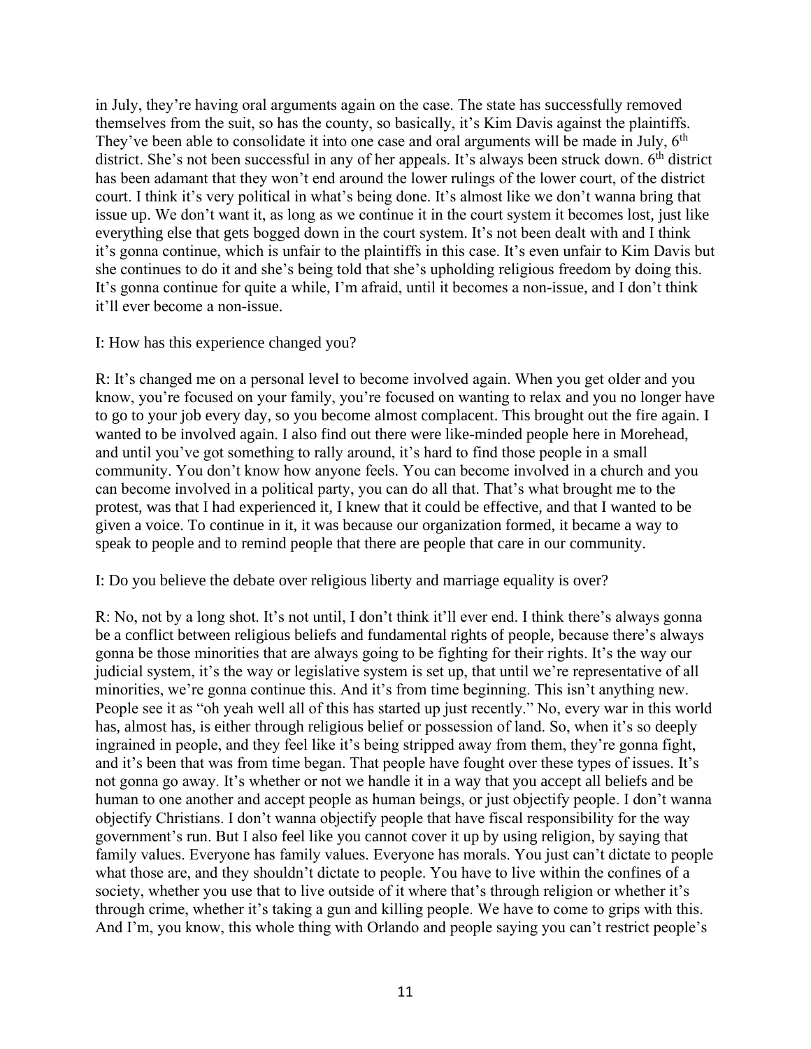in July, they're having oral arguments again on the case. The state has successfully removed themselves from the suit, so has the county, so basically, it's Kim Davis against the plaintiffs. They've been able to consolidate it into one case and oral arguments will be made in July, 6th district. She's not been successful in any of her appeals. It's always been struck down. 6th district has been adamant that they won't end around the lower rulings of the lower court, of the district court. I think it's very political in what's being done. It's almost like we don't wanna bring that issue up. We don't want it, as long as we continue it in the court system it becomes lost, just like everything else that gets bogged down in the court system. It's not been dealt with and I think it's gonna continue, which is unfair to the plaintiffs in this case. It's even unfair to Kim Davis but she continues to do it and she's being told that she's upholding religious freedom by doing this. It's gonna continue for quite a while, I'm afraid, until it becomes a non-issue, and I don't think it'll ever become a non-issue.

I: How has this experience changed you?

R: It's changed me on a personal level to become involved again. When you get older and you know, you're focused on your family, you're focused on wanting to relax and you no longer have to go to your job every day, so you become almost complacent. This brought out the fire again. I wanted to be involved again. I also find out there were like-minded people here in Morehead, and until you've got something to rally around, it's hard to find those people in a small community. You don't know how anyone feels. You can become involved in a church and you can become involved in a political party, you can do all that. That's what brought me to the protest, was that I had experienced it, I knew that it could be effective, and that I wanted to be given a voice. To continue in it, it was because our organization formed, it became a way to speak to people and to remind people that there are people that care in our community.

I: Do you believe the debate over religious liberty and marriage equality is over?

R: No, not by a long shot. It's not until, I don't think it'll ever end. I think there's always gonna be a conflict between religious beliefs and fundamental rights of people, because there's always gonna be those minorities that are always going to be fighting for their rights. It's the way our judicial system, it's the way or legislative system is set up, that until we're representative of all minorities, we're gonna continue this. And it's from time beginning. This isn't anything new. People see it as "oh yeah well all of this has started up just recently." No, every war in this world has, almost has, is either through religious belief or possession of land. So, when it's so deeply ingrained in people, and they feel like it's being stripped away from them, they're gonna fight, and it's been that was from time began. That people have fought over these types of issues. It's not gonna go away. It's whether or not we handle it in a way that you accept all beliefs and be human to one another and accept people as human beings, or just objectify people. I don't wanna objectify Christians. I don't wanna objectify people that have fiscal responsibility for the way government's run. But I also feel like you cannot cover it up by using religion, by saying that family values. Everyone has family values. Everyone has morals. You just can't dictate to people what those are, and they shouldn't dictate to people. You have to live within the confines of a society, whether you use that to live outside of it where that's through religion or whether it's through crime, whether it's taking a gun and killing people. We have to come to grips with this. And I'm, you know, this whole thing with Orlando and people saying you can't restrict people's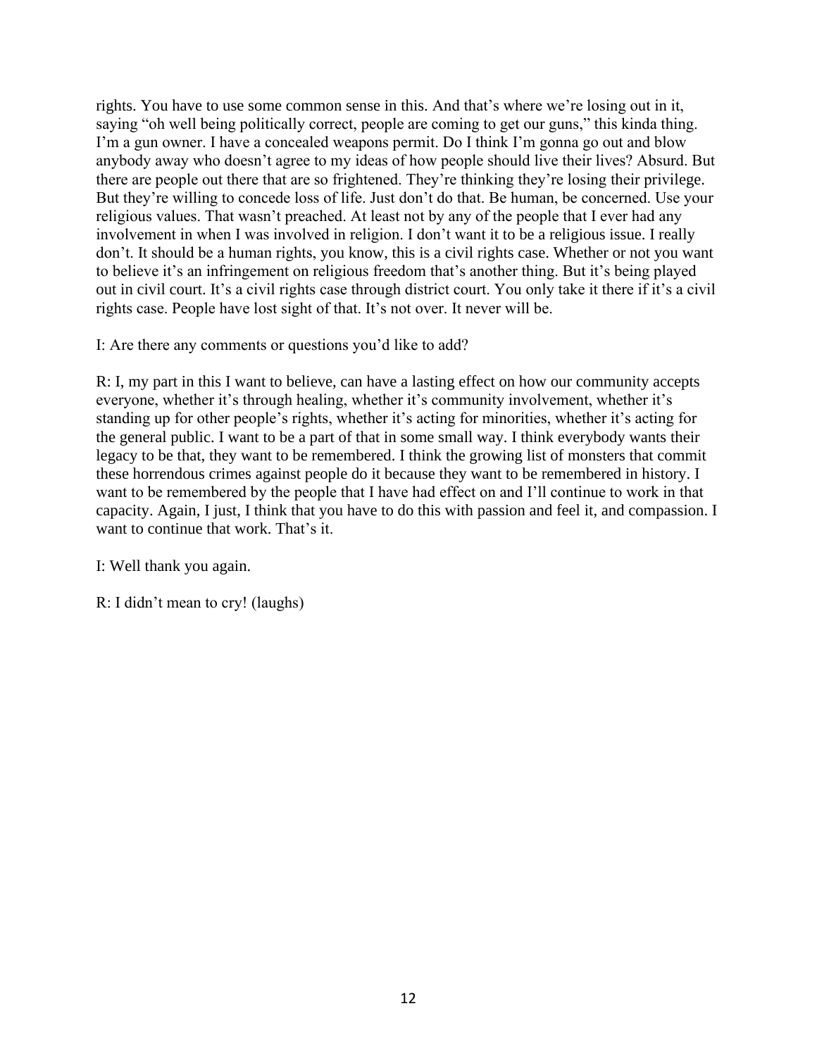rights. You have to use some common sense in this. And that's where we're losing out in it, saying "oh well being politically correct, people are coming to get our guns," this kinda thing. I'm a gun owner. I have a concealed weapons permit. Do I think I'm gonna go out and blow anybody away who doesn't agree to my ideas of how people should live their lives? Absurd. But there are people out there that are so frightened. They're thinking they're losing their privilege. But they're willing to concede loss of life. Just don't do that. Be human, be concerned. Use your religious values. That wasn't preached. At least not by any of the people that I ever had any involvement in when I was involved in religion. I don't want it to be a religious issue. I really don't. It should be a human rights, you know, this is a civil rights case. Whether or not you want to believe it's an infringement on religious freedom that's another thing. But it's being played out in civil court. It's a civil rights case through district court. You only take it there if it's a civil rights case. People have lost sight of that. It's not over. It never will be.

I: Are there any comments or questions you'd like to add?

R: I, my part in this I want to believe, can have a lasting effect on how our community accepts everyone, whether it's through healing, whether it's community involvement, whether it's standing up for other people's rights, whether it's acting for minorities, whether it's acting for the general public. I want to be a part of that in some small way. I think everybody wants their legacy to be that, they want to be remembered. I think the growing list of monsters that commit these horrendous crimes against people do it because they want to be remembered in history. I want to be remembered by the people that I have had effect on and I'll continue to work in that capacity. Again, I just, I think that you have to do this with passion and feel it, and compassion. I want to continue that work. That's it.

I: Well thank you again.

R: I didn't mean to cry! (laughs)